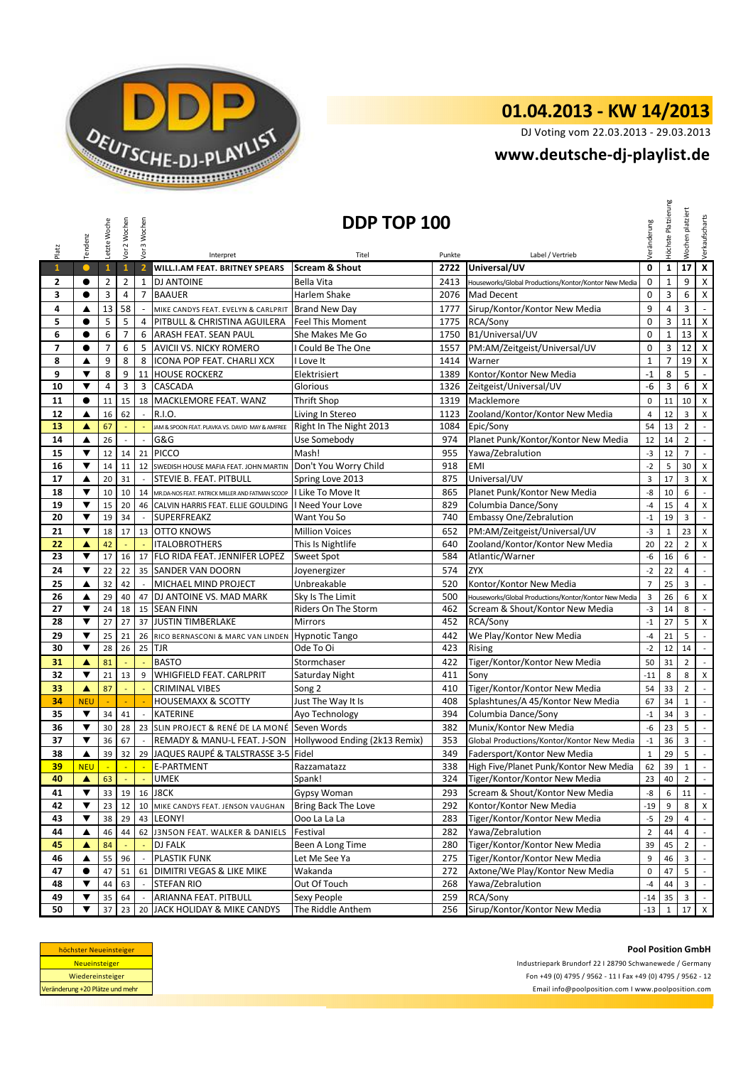# 01.04.2013 - KW 14/2013

DJ Voting vom 22.03.2013 - 29.03.2013

**www.deutsche-dj-playlist.de**

## DDP TOP 100

| Platz | Tendenz | Letzte Woche | Vor 2 Wochen | Vor 3 Wochen | Interpret | Titel | Punkte | Label / Vertrieb | Veränderung | Höchste Platzierung | Wochen platziert | Verkaufscharts |
|---|---|---|---|---|---|---|---|---|---|---|---|---|
| 1 | ● | 1 | 1 | 2 | WILL.I.AM FEAT. BRITNEY SPEARS | Scream & Shout | 2722 | Universal/UV | 0 | 1 | 17 | X |
| 2 | ● | 2 | 2 | 1 | DJ ANTOINE | Bella Vita | 2413 | Houseworks/Global Productions/Kontor/Kontor New Media | 0 | 1 | 9 | X |
| 3 | ● | 3 | 4 | 7 | BAAUER | Harlem Shake | 2076 | Mad Decent | 0 | 3 | 6 | X |
| 4 | ▲ | 13 | 58 | - | MIKE CANDYS FEAT. EVELYN & CARLPRIT | Brand New Day | 1777 | Sirup/Kontor/Kontor New Media | 9 | 4 | 3 | - |
| 5 | ● | 5 | 5 | 4 | PITBULL & CHRISTINA AGUILERA | Feel This Moment | 1775 | RCA/Sony | 0 | 3 | 11 | X |
| 6 | ● | 6 | 7 | 6 | ARASH FEAT. SEAN PAUL | She Makes Me Go | 1750 | B1/Universal/UV | 0 | 1 | 13 | X |
| 7 | ● | 7 | 6 | 5 | AVICII VS. NICKY ROMERO | I Could Be The One | 1557 | PM:AM/Zeitgeist/Universal/UV | 0 | 3 | 12 | X |
| 8 | ▲ | 9 | 8 | 8 | ICONA POP FEAT. CHARLI XCX | I Love It | 1414 | Warner | 1 | 7 | 19 | X |
| 9 | ▼ | 8 | 9 | 11 | HOUSE ROCKERZ | Elektrisiert | 1389 | Kontor/Kontor New Media | -1 | 8 | 5 | - |
| 10 | ▼ | 4 | 3 | 3 | CASCADA | Glorious | 1326 | Zeitgeist/Universal/UV | -6 | 3 | 6 | X |
| 11 | ● | 11 | 15 | 18 | MACKLEMORE FEAT. WANZ | Thrift Shop | 1319 | Macklemore | 0 | 11 | 10 | X |
| 12 | ▲ | 16 | 62 | - | R.I.O. | Living In Stereo | 1123 | Zooland/Kontor/Kontor New Media | 4 | 12 | 3 | X |
| 13 | ▲ | 67 | - | - | JAM & SPOON FEAT. PLAVKA VS. DAVID MAY & AMFREE | Right In The Night 2013 | 1084 | Epic/Sony | 54 | 13 | 2 | - |
| 14 | ▲ | 26 | - | - | G&G | Use Somebody | 974 | Planet Punk/Kontor/Kontor New Media | 12 | 14 | 2 | - |
| 15 | ▼ | 12 | 14 | 21 | PICCO | Mash! | 955 | Yawa/Zebralution | -3 | 12 | 7 | - |
| 16 | ▼ | 14 | 11 | 12 | SWEDISH HOUSE MAFIA FEAT. JOHN MARTIN | Don't You Worry Child | 918 | EMI | -2 | 5 | 30 | X |
| 17 | ▲ | 20 | 31 | - | STEVIE B. FEAT. PITBULL | Spring Love 2013 | 875 | Universal/UV | 3 | 17 | 3 | X |
| 18 | ▼ | 10 | 10 | 14 | MR.DA-NOS FEAT. PATRICK MILLER AND FATMAN SCOOP | I Like To Move It | 865 | Planet Punk/Kontor New Media | -8 | 10 | 6 | - |
| 19 | ▼ | 15 | 20 | 46 | CALVIN HARRIS FEAT. ELLIE GOULDING | I Need Your Love | 829 | Columbia Dance/Sony | -4 | 15 | 4 | X |
| 20 | ▼ | 19 | 34 | - | SUPERFREAKZ | Want You So | 740 | Embassy One/Zebralution | -1 | 19 | 3 | - |
| 21 | ▼ | 18 | 17 | 13 | OTTO KNOWS | Million Voices | 652 | PM:AM/Zeitgeist/Universal/UV | -3 | 1 | 23 | X |
| 22 | ▲ | 42 | - | - | ITALOBROTHERS | This Is Nightlife | 640 | Zooland/Kontor/Kontor New Media | 20 | 22 | 2 | X |
| 23 | ▼ | 17 | 16 | 17 | FLO RIDA FEAT. JENNIFER LOPEZ | Sweet Spot | 584 | Atlantic/Warner | -6 | 16 | 6 | - |
| 24 | ▼ | 22 | 22 | 35 | SANDER VAN DOORN | Joyenergizer | 574 | ZYX | -2 | 22 | 4 | - |
| 25 | ▲ | 32 | 42 | - | MICHAEL MIND PROJECT | Unbreakable | 520 | Kontor/Kontor New Media | 7 | 25 | 3 | - |
| 26 | ▲ | 29 | 40 | 47 | DJ ANTOINE VS. MAD MARK | Sky Is The Limit | 500 | Houseworks/Global Productions/Kontor/Kontor New Media | 3 | 26 | 6 | X |
| 27 | ▼ | 24 | 18 | 15 | SEAN FINN | Riders On The Storm | 462 | Scream & Shout/Kontor New Media | -3 | 14 | 8 | - |
| 28 | ▼ | 27 | 27 | 37 | JUSTIN TIMBERLAKE | Mirrors | 452 | RCA/Sony | -1 | 27 | 5 | X |
| 29 | ▼ | 25 | 21 | 26 | RICO BERNASCONI & MARC VAN LINDEN | Hypnotic Tango | 442 | We Play/Kontor New Media | -4 | 21 | 5 | - |
| 30 | ▼ | 28 | 26 | 25 | TJR | Ode To Oi | 423 | Rising | -2 | 12 | 14 | - |
| 31 | ▲ | 81 | - | - | BASTO | Stormchaser | 422 | Tiger/Kontor/Kontor New Media | 50 | 31 | 2 | - |
| 32 | ▼ | 21 | 13 | 9 | WHIGFIELD FEAT. CARLPRIT | Saturday Night | 411 | Sony | -11 | 8 | 8 | X |
| 33 | ▲ | 87 | - | - | CRIMINAL VIBES | Song 2 | 410 | Tiger/Kontor/Kontor New Media | 54 | 33 | 2 | - |
| 34 | NEU | - | - | - | HOUSEMAXX & SCOTTY | Just The Way It Is | 408 | Splashtunes/A 45/Kontor New Media | 67 | 34 | 1 | - |
| 35 | ▼ | 34 | 41 | - | KATERINE | Ayo Technology | 394 | Columbia Dance/Sony | -1 | 34 | 3 | - |
| 36 | ▼ | 30 | 28 | 23 | SLIN PROJECT & RENÉ DE LA MONÉ | Seven Words | 382 | Munix/Kontor New Media | -6 | 23 | 5 | - |
| 37 | ▼ | 36 | 67 | - | REMADY & MANU-L FEAT. J-SON | Hollywood Ending (2k13 Remix) | 353 | Global Productions/Kontor/Kontor New Media | -1 | 36 | 3 | - |
| 38 | ▲ | 39 | 32 | 29 | JAQUES RAUPÉ & TALSTRASSE 3-5 | Fidel | 349 | Fadersport/Kontor New Media | 1 | 29 | 5 | - |
| 39 | NEU | - | - | - | E-PARTMENT | Razzamatazz | 338 | High Five/Planet Punk/Kontor New Media | 62 | 39 | 1 | - |
| 40 | ▲ | 63 | - | - | UMEK | Spank! | 324 | Tiger/Kontor/Kontor New Media | 23 | 40 | 2 | - |
| 41 | ▼ | 33 | 19 | 16 | J8CK | Gypsy Woman | 293 | Scream & Shout/Kontor New Media | -8 | 6 | 11 | - |
| 42 | ▼ | 23 | 12 | 10 | MIKE CANDYS FEAT. JENSON VAUGHAN | Bring Back The Love | 292 | Kontor/Kontor New Media | -19 | 9 | 8 | X |
| 43 | ▼ | 38 | 29 | 43 | LEONY! | Ooo La La La | 283 | Tiger/Kontor/Kontor New Media | -5 | 29 | 4 | - |
| 44 | ▲ | 46 | 44 | 62 | J3NSON FEAT. WALKER & DANIELS | Festival | 282 | Yawa/Zebralution | 2 | 44 | 4 | - |
| 45 | ▲ | 84 | - | - | DJ FALK | Been A Long Time | 280 | Tiger/Kontor/Kontor New Media | 39 | 45 | 2 | - |
| 46 | ▲ | 55 | 96 | - | PLASTIK FUNK | Let Me See Ya | 275 | Tiger/Kontor/Kontor New Media | 9 | 46 | 3 | - |
| 47 | ● | 47 | 51 | 61 | DIMITRI VEGAS & LIKE MIKE | Wakanda | 272 | Axtone/We Play/Kontor New Media | 0 | 47 | 5 | - |
| 48 | ▼ | 44 | 63 | - | STEFAN RIO | Out Of Touch | 268 | Yawa/Zebralution | -4 | 44 | 3 | - |
| 49 | ▼ | 35 | 64 | - | ARIANNA FEAT. PITBULL | Sexy People | 259 | RCA/Sony | -14 | 35 | 3 | - |
| 50 | ▼ | 37 | 23 | 20 | JACK HOLIDAY & MIKE CANDYS | The Riddle Anthem | 256 | Sirup/Kontor/Kontor New Media | -13 | 1 | 17 | X |

höchster Neueinsteiger
Neueinsteiger
Wiedereinsteiger
Veränderung +20 Plätze und mehr

**Pool Position GmbH**
Industriepark Brundorf 22 I 28790 Schwanewede / Germany
Fon +49 (0) 4795 / 9562 - 11 I Fax +49 (0) 4795 / 9562 - 12
Email info@poolposition.com I www.poolposition.com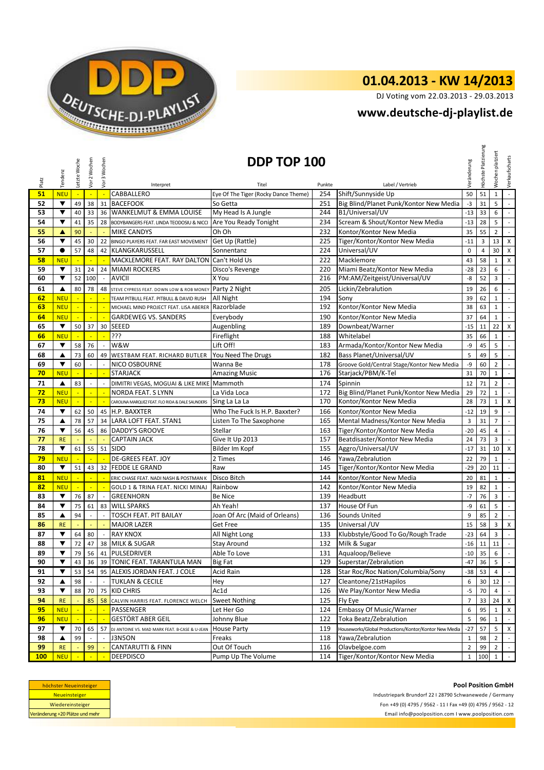# 01.04.2013 - KW 14/2013

DJ Voting vom 22.03.2013 - 29.03.2013

**www.deutsche-dj-playlist.de**

## DDP TOP 100

| Platz | Tendenz | Letzte Woche | Vor 2 Wochen | Vor 3 Wochen | Interpret | Titel | Punkte | Label / Vertrieb | Veränderung | Höchste Platzierung | Wochen platziert | Verkaufscharts |
|---|---|---|---|---|---|---|---|---|---|---|---|---|
| 51 | NEU | - | - | - | CABBALLERO | Eye Of The Tiger (Rocky Dance Theme) | 254 | Shift/Sunnyside Up | 50 | 51 | 1 | - |
| 52 | ▼ | 49 | 38 | 31 | BACEFOOK | So Getta | 251 | Big Blind/Planet Punk/Kontor New Media | -3 | 31 | 5 | - |
| 53 | ▼ | 40 | 33 | 36 | WANKELMUT & EMMA LOUISE | My Head Is A Jungle | 244 | B1/Universal/UV | -13 | 33 | 6 | - |
| 54 | ▼ | 41 | 35 | 28 | BODYBANGERS FEAT. LINDA TEODOSIU & NICCI | Are You Ready Tonight | 234 | Scream & Shout/Kontor New Media | -13 | 28 | 5 | - |
| 55 | ▲ | 90 | - | - | MIKE CANDYS | Oh Oh | 232 | Kontor/Kontor New Media | 35 | 55 | 2 | - |
| 56 | ▼ | 45 | 30 | 22 | BINGO PLAYERS FEAT. FAR EAST MOVEMENT | Get Up (Rattle) | 225 | Tiger/Kontor/Kontor New Media | -11 | 3 | 13 | X |
| 57 | ● | 57 | 48 | 42 | KLANGKARUSSELL | Sonnentanz | 224 | Universal/UV | 0 | 4 | 30 | X |
| 58 | NEU | - | - | - | MACKLEMORE FEAT. RAY DALTON | Can't Hold Us | 222 | Macklemore | 43 | 58 | 1 | X |
| 59 | ▼ | 31 | 24 | 24 | MIAMI ROCKERS | Disco's Revenge | 220 | Miami Beatz/Kontor New Media | -28 | 23 | 6 | - |
| 60 | ▼ | 52 | 100 | - | AVICII | X You | 216 | PM:AM/Zeitgeist/Universal/UV | -8 | 52 | 3 | - |
| 61 | ▲ | 80 | 78 | 48 | STEVE CYPRESS FEAT. DOWN LOW & ROB MONEY | Party 2 Night | 205 | Lickin/Zebralution | 19 | 26 | 6 | - |
| 62 | NEU | - | - | - | TEAM PITBULL FEAT. PITBULL & DAVID RUSH | All Night | 194 | Sony | 39 | 62 | 1 | - |
| 63 | NEU | - | - | - | MICHAEL MIND PROJECT FEAT. LISA ABERER | Razorblade | 192 | Kontor/Kontor New Media | 38 | 63 | 1 | - |
| 64 | NEU | - | - | - | GARDEWEG VS. SANDERS | Everybody | 190 | Kontor/Kontor New Media | 37 | 64 | 1 | - |
| 65 | ▼ | 50 | 37 | 30 | SEEED | Augenbling | 189 | Downbeat/Warner | -15 | 11 | 22 | X |
| 66 | NEU | - | - | - | ??? | Fireflight | 188 | Whitelabel | 35 | 66 | 1 | - |
| 67 | ▼ | 58 | 76 | - | W&W | Lift Off! | 183 | Armada/Kontor/Kontor New Media | -9 | 45 | 5 | - |
| 68 | ▲ | 73 | 60 | 49 | WESTBAM FEAT. RICHARD BUTLER | You Need The Drugs | 182 | Bass Planet/Universal/UV | 5 | 49 | 5 | - |
| 69 | ▼ | 60 | - | - | NICO OSBOURNE | Wanna Be | 178 | Groove Gold/Central Stage/Kontor New Media | -9 | 60 | 2 | - |
| 70 | NEU | - | - | - | STARJACK | Amazing Music | 176 | Starjack/PBM/K-Tel | 31 | 70 | 1 | - |
| 71 | ▲ | 83 | - | - | DIMITRI VEGAS, MOGUAI & LIKE MIKE | Mammoth | 174 | Spinnin | 12 | 71 | 2 | - |
| 72 | NEU | - | - | - | NORDA FEAT. S LYNN | La Vida Loca | 172 | Big Blind/Planet Punk/Kontor New Media | 29 | 72 | 1 | - |
| 73 | NEU | - | - | - | CAROLINA MARQUEZ FEAT. FLO RIDA & DALE SAUNDERS | Sing La La La | 170 | Kontor/Kontor New Media | 28 | 73 | 1 | X |
| 74 | ▼ | 62 | 50 | 45 | H.P. BAXXTER | Who The Fuck Is H.P. Baxxter? | 166 | Kontor/Kontor New Media | -12 | 19 | 9 | - |
| 75 | ▲ | 78 | 57 | 34 | LARA LOFT FEAT. STAN1 | Listen To The Saxophone | 165 | Mental Madness/Kontor New Media | 3 | 31 | 7 | - |
| 76 | ▼ | 56 | 45 | 86 | DADDY'S GROOVE | Stellar | 163 | Tiger/Kontor/Kontor New Media | -20 | 45 | 4 | - |
| 77 | RE | - | - | - | CAPTAIN JACK | Give It Up 2013 | 157 | Beatdisaster/Kontor New Media | 24 | 73 | 3 | - |
| 78 | ▼ | 61 | 55 | 51 | SIDO | Bilder Im Kopf | 155 | Aggro/Universal/UV | -17 | 31 | 10 | X |
| 79 | NEU | - | - | - | DE-GREES FEAT. JOY | 2 Times | 146 | Yawa/Zebralution | 22 | 79 | 1 | - |
| 80 | ▼ | 51 | 43 | 32 | FEDDE LE GRAND | Raw | 145 | Tiger/Kontor/Kontor New Media | -29 | 20 | 11 | - |
| 81 | NEU | - | - | - | ERIC CHASE FEAT. NADI NASH & POSTMAN K | Disco Bitch | 144 | Kontor/Kontor New Media | 20 | 81 | 1 | - |
| 82 | NEU | - | - | - | GOLD 1 & TRINA FEAT. NICKI MINAJ | Rainbow | 142 | Kontor/Kontor New Media | 19 | 82 | 1 | - |
| 83 | ▼ | 76 | 87 | - | GREENHORN | Be Nice | 139 | Headbutt | -7 | 76 | 3 | - |
| 84 | ▼ | 75 | 61 | 83 | WILL SPARKS | Ah Yeah! | 137 | House Of Fun | -9 | 61 | 5 | - |
| 85 | ▲ | 94 | - | - | TOSCH FEAT. PIT BAILAY | Joan Of Arc (Maid of Orleans) | 136 | Sounds United | 9 | 85 | 2 | - |
| 86 | RE | - | - | - | MAJOR LAZER | Get Free | 135 | Universal /UV | 15 | 58 | 3 | X |
| 87 | ▼ | 64 | 80 | - | RAY KNOX | All Night Long | 133 | Klubbstyle/Good To Go/Rough Trade | -23 | 64 | 3 | - |
| 88 | ▼ | 72 | 47 | 38 | MILK & SUGAR | Stay Around | 132 | Milk & Sugar | -16 | 11 | 11 | - |
| 89 | ▼ | 79 | 56 | 41 | PULSEDRIVER | Able To Love | 131 | Aqualoop/Believe | -10 | 35 | 6 | - |
| 90 | ▼ | 43 | 36 | 39 | TONIC FEAT. TARANTULA MAN | Big Fat | 130 | Superstar/Zebralution | -47 | 36 | 5 | - |
| 91 | ▼ | 53 | 54 | 95 | ALEXIS JORDAN FEAT. J COLE | Acid Rain | 128 | Star Roc/Roc Nation/Columbia/Sony | -38 | 53 | 4 | - |
| 92 | ▲ | 98 | - | - | TUKLAN & CECILE | Hey | 127 | Cleantone/21stHapilos | 6 | 30 | 12 | - |
| 93 | ▼ | 88 | 70 | 75 | KID CHRIS | Ac1d | 126 | We Play/Kontor New Media | -5 | 70 | 4 | - |
| 94 | RE | - | 85 | 58 | CALVIN HARRIS FEAT. FLORENCE WELCH | Sweet Nothing | 125 | Fly Eye | 7 | 33 | 24 | X |
| 95 | NEU | - | - | - | PASSENGER | Let Her Go | 124 | Embassy Of Music/Warner | 6 | 95 | 1 | X |
| 96 | NEU | - | - | - | GESTÖRT ABER GEIL | Johnny Blue | 122 | Toka Beatz/Zebralution | 5 | 96 | 1 | - |
| 97 | ▼ | 70 | 65 | 57 | DJ ANTOINE VS. MAD MARK FEAT. B-CASE & U-JEAN | House Party | 119 | Houseworks/Global Productions/Kontor/Kontor New Media | -27 | 57 | 5 | X |
| 98 | ▲ | 99 | - | - | J3N5ON | Freaks | 118 | Yawa/Zebralution | 1 | 98 | 2 | - |
| 99 | RE | - | 99 | - | CANTARUTTI & FINN | Out Of Touch | 116 | Olavbelgoe.com | 2 | 99 | 2 | - |
| 100 | NEU | - | - | - | DEEPDISCO | Pump Up The Volume | 114 | Tiger/Kontor/Kontor New Media | 1 | 100 | 1 | - |

höchster Neueinsteiger
Neueinsteiger
Wiedereinsteiger
Veränderung +20 Plätze und mehr

**Pool Position GmbH**

Industriepark Brundorf 22 I 28790 Schwanewede / Germany

Fon +49 (0) 4795 / 9562 - 11 I Fax +49 (0) 4795 / 9562 - 12

Email info@poolposition.com I www.poolposition.com